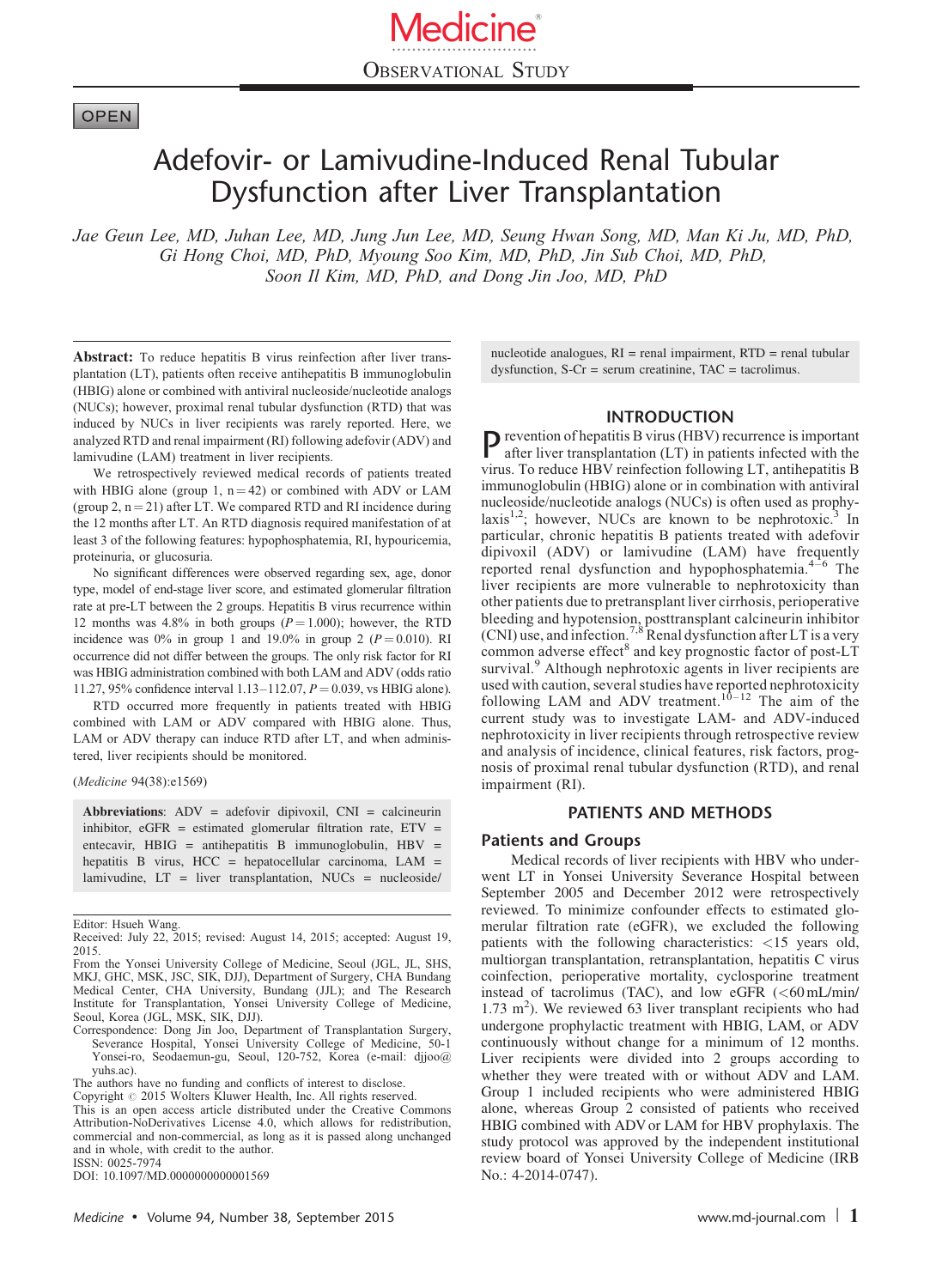OBSERVATIONAL STUDY

OPEN

# Adefovir- or Lamivudine-Induced Renal Tubular Dysfunction after Liver Transplantation

*Jae Geun Lee, MD, Juhan Lee, MD, Jung Jun Lee, MD, Seung Hwan Song, MD, Man Ki Ju, MD, PhD, Gi Hong Choi, MD, PhD, Myoung Soo Kim, MD, PhD, Jin Sub Choi, MD, PhD, Soon Il Kim, MD, PhD, and Dong Jin Joo, MD, PhD*

**Abstract:** To reduce hepatitis B virus reinfection after liver transplantation (LT), patients often receive antihepatitis B immunoglobulin (HBIG) alone or combined with antiviral nucleoside/nucleotide analogs (NUCs); however, proximal renal tubular dysfunction (RTD) that was induced by NUCs in liver recipients was rarely reported. Here, we analyzed RTD and renal impairment (RI) following adefovir (ADV) and lamivudine (LAM) treatment in liver recipients.

We retrospectively reviewed medical records of patients treated with HBIG alone (group 1, n = 42) or combined with ADV or LAM (group 2, n = 21) after LT. We compared RTD and RI incidence during the 12 months after LT. An RTD diagnosis required manifestation of at least 3 of the following features: hypophosphatemia, RI, hypouricemia, proteinuria, or glucosuria.

No significant differences were observed regarding sex, age, donor type, model of end-stage liver score, and estimated glomerular filtration rate at pre-LT between the 2 groups. Hepatitis B virus recurrence within 12 months was 4.8% in both groups ($P = 1.000$); however, the RTD incidence was 0% in group 1 and 19.0% in group 2 ($P = 0.010$). RI occurrence did not differ between the groups. The only risk factor for RI was HBIG administration combined with both LAM and ADV (odds ratio 11.27, 95% confidence interval 1.13–112.07, $P = 0.039$, vs HBIG alone).

RTD occurred more frequently in patients treated with HBIG combined with LAM or ADV compared with HBIG alone. Thus, LAM or ADV therapy can induce RTD after LT, and when administered, liver recipients should be monitored.

(*Medicine* 94(38):e1569)

**Abbreviations**: ADV = adefovir dipivoxil, CNI = calcineurin inhibitor, eGFR = estimated glomerular filtration rate, ETV = entecavir, HBIG = antihepatitis B immunoglobulin, HBV = hepatitis B virus, HCC = hepatocellular carcinoma, LAM = lamivudine, LT = liver transplantation, NUCs = nucleoside/nucleotide analogues, RI = renal impairment, RTD = renal tubular dysfunction, S-Cr = serum creatinine, TAC = tacrolimus.

Editor: Hsueh Wang.
Received: July 22, 2015; revised: August 14, 2015; accepted: August 19, 2015.
From the Yonsei University College of Medicine, Seoul (JGL, JL, SHS, MKJ, GHC, MSK, JSC, SIK, DJJ), Department of Surgery, CHA Bundang Medical Center, CHA University, Bundang (JJL); and The Research Institute for Transplantation, Yonsei University College of Medicine, Seoul, Korea (JGL, MSK, SIK, DJJ).
Correspondence: Dong Jin Joo, Department of Transplantation Surgery, Severance Hospital, Yonsei University College of Medicine, 50-1 Yonsei-ro, Seodaemun-gu, Seoul, 120-752, Korea (e-mail: djjoo@yuhs.ac).
The authors have no funding and conflicts of interest to disclose.
Copyright © 2015 Wolters Kluwer Health, Inc. All rights reserved.
This is an open access article distributed under the Creative Commons Attribution-NoDerivatives License 4.0, which allows for redistribution, commercial and non-commercial, as long as it is passed along unchanged and in whole, with credit to the author.
ISSN: 0025-7974
DOI: 10.1097/MD.0000000000001569

## INTRODUCTION

Prevention of hepatitis B virus (HBV) recurrence is important after liver transplantation (LT) in patients infected with the virus. To reduce HBV reinfection following LT, antihepatitis B immunoglobulin (HBIG) alone or in combination with antiviral nucleoside/nucleotide analogs (NUCs) is often used as prophylaxis[1,2]; however, NUCs are known to be nephrotoxic.[3] In particular, chronic hepatitis B patients treated with adefovir dipivoxil (ADV) or lamivudine (LAM) have frequently reported renal dysfunction and hypophosphatemia.[4–6] The liver recipients are more vulnerable to nephrotoxicity than other patients due to pretransplant liver cirrhosis, perioperative bleeding and hypotension, posttransplant calcineurin inhibitor (CNI) use, and infection.[7,8] Renal dysfunction after LT is a very common adverse effect[8] and key prognostic factor of post-LT survival.[9] Although nephrotoxic agents in liver recipients are used with caution, several studies have reported nephrotoxicity following LAM and ADV treatment.[10–12] The aim of the current study was to investigate LAM- and ADV-induced nephrotoxicity in liver recipients through retrospective review and analysis of incidence, clinical features, risk factors, prognosis of proximal renal tubular dysfunction (RTD), and renal impairment (RI).

## PATIENTS AND METHODS

### Patients and Groups

Medical records of liver recipients with HBV who underwent LT in Yonsei University Severance Hospital between September 2005 and December 2012 were retrospectively reviewed. To minimize confounder effects to estimated glomerular filtration rate (eGFR), we excluded the following patients with the following characteristics: <15 years old, multiorgan transplantation, retransplantation, hepatitis C virus coinfection, perioperative mortality, cyclosporine treatment instead of tacrolimus (TAC), and low eGFR (<60 mL/min/1.73 $m^2$). We reviewed 63 liver transplant recipients who had undergone prophylactic treatment with HBIG, LAM, or ADV continuously without change for a minimum of 12 months. Liver recipients were divided into 2 groups according to whether they were treated with or without ADV and LAM. Group 1 included recipients who were administered HBIG alone, whereas Group 2 consisted of patients who received HBIG combined with ADV or LAM for HBV prophylaxis. The study protocol was approved by the independent institutional review board of Yonsei University College of Medicine (IRB No.: 4-2014-0747).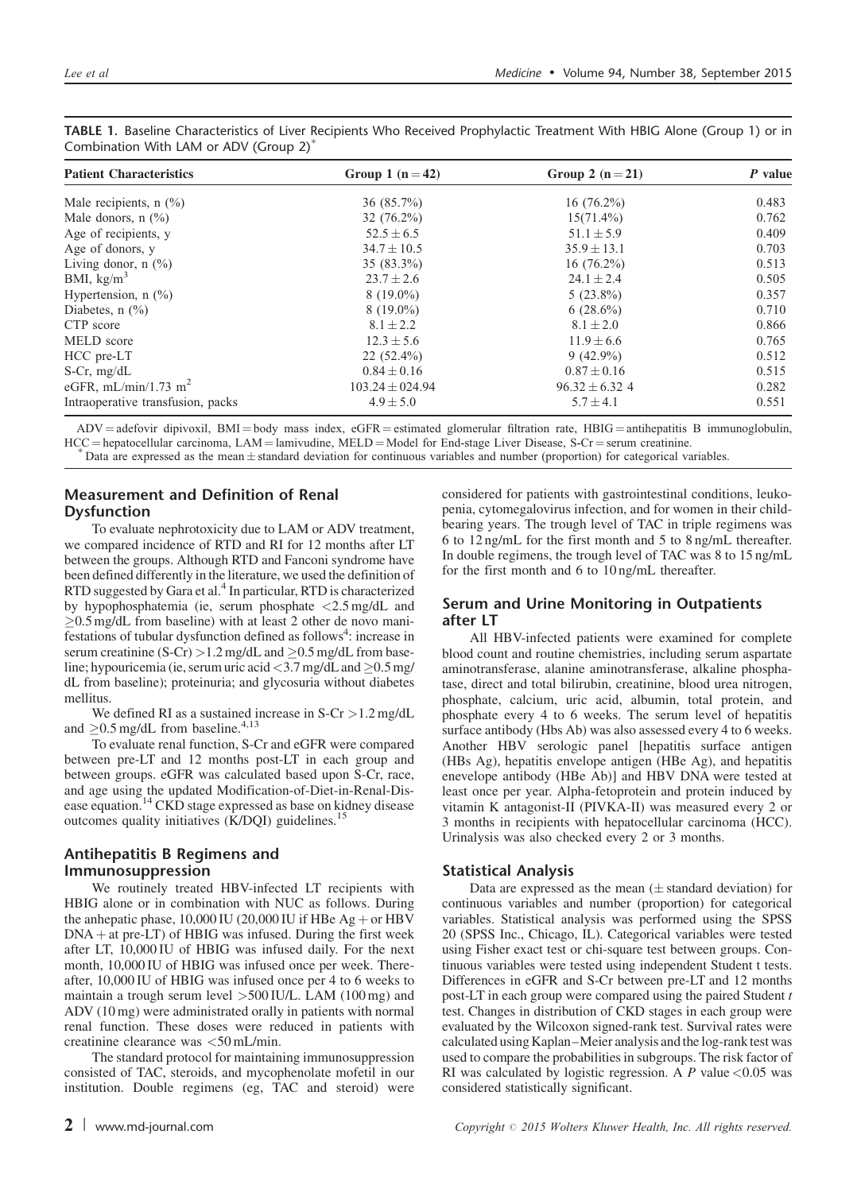**TABLE 1.** Baseline Characteristics of Liver Recipients Who Received Prophylactic Treatment With HBIG Alone (Group 1) or in Combination With LAM or ADV (Group 2)*

| Patient Characteristics | Group 1 (n = 42) | Group 2 (n = 21) | *P* value |
|---|---|---|---|
| Male recipients, n (%) | 36 (85.7%) | 16 (76.2%) | 0.483 |
| Male donors, n (%) | 32 (76.2%) | 15(71.4%) | 0.762 |
| Age of recipients, y | 52.5 ± 6.5 | 51.1 ± 5.9 | 0.409 |
| Age of donors, y | 34.7 ± 10.5 | 35.9 ± 13.1 | 0.703 |
| Living donor, n (%) | 35 (83.3%) | 16 (76.2%) | 0.513 |
| BMI, kg/m$^3$ | 23.7 ± 2.6 | 24.1 ± 2.4 | 0.505 |
| Hypertension, n (%) | 8 (19.0%) | 5 (23.8%) | 0.357 |
| Diabetes, n (%) | 8 (19.0%) | 6 (28.6%) | 0.710 |
| CTP score | 8.1 ± 2.2 | 8.1 ± 2.0 | 0.866 |
| MELD score | 12.3 ± 5.6 | 11.9 ± 6.6 | 0.765 |
| HCC pre-LT | 22 (52.4%) | 9 (42.9%) | 0.512 |
| S-Cr, mg/dL | 0.84 ± 0.16 | 0.87 ± 0.16 | 0.515 |
| eGFR, mL/min/1.73 m$^2$ | 103.24 ± 024.94 | 96.32 ± 6.32 4 | 0.282 |
| Intraoperative transfusion, packs | 4.9 ± 5.0 | 5.7 ± 4.1 | 0.551 |

ADV = adefovir dipivoxil, BMI = body mass index, eGFR = estimated glomerular filtration rate, HBIG = antihepatitis B immunoglobulin, HCC = hepatocellular carcinoma, LAM = lamivudine, MELD = Model for End-stage Liver Disease, S-Cr = serum creatinine.

*Data are expressed as the mean ± standard deviation for continuous variables and number (proportion) for categorical variables.

## Measurement and Definition of Renal Dysfunction

To evaluate nephrotoxicity due to LAM or ADV treatment, we compared incidence of RTD and RI for 12 months after LT between the groups. Although RTD and Fanconi syndrome have been defined differently in the literature, we used the definition of RTD suggested by Gara et al.[4] In particular, RTD is characterized by hypophosphatemia (ie, serum phosphate <2.5 mg/dL and ≥0.5 mg/dL from baseline) with at least 2 other de novo manifestations of tubular dysfunction defined as follows[4]: increase in serum creatinine (S-Cr) >1.2 mg/dL and ≥0.5 mg/dL from baseline; hypouricemia (ie, serum uric acid <3.7 mg/dL and ≥0.5 mg/dL from baseline); proteinuria; and glycosuria without diabetes mellitus.

We defined RI as a sustained increase in S-Cr >1.2 mg/dL and ≥0.5 mg/dL from baseline.[4,13]

To evaluate renal function, S-Cr and eGFR were compared between pre-LT and 12 months post-LT in each group and between groups. eGFR was calculated based upon S-Cr, race, and age using the updated Modification-of-Diet-in-Renal-Disease equation.[14] CKD stage expressed as base on kidney disease outcomes quality initiatives (K/DQI) guidelines.[15]

## Antihepatitis B Regimens and Immunosuppression

We routinely treated HBV-infected LT recipients with HBIG alone or in combination with NUC as follows. During the anhepatic phase, 10,000 IU (20,000 IU if HBe Ag + or HBV DNA + at pre-LT) of HBIG was infused. During the first week after LT, 10,000 IU of HBIG was infused daily. For the next month, 10,000 IU of HBIG was infused once per week. Thereafter, 10,000 IU of HBIG was infused once per 4 to 6 weeks to maintain a trough serum level >500 IU/L. LAM (100 mg) and ADV (10 mg) were administrated orally in patients with normal renal function. These doses were reduced in patients with creatinine clearance was <50 mL/min.

The standard protocol for maintaining immunosuppression consisted of TAC, steroids, and mycophenolate mofetil in our institution. Double regimens (eg, TAC and steroid) were considered for patients with gastrointestinal conditions, leukopenia, cytomegalovirus infection, and for women in their childbearing years. The trough level of TAC in triple regimens was 6 to 12 ng/mL for the first month and 5 to 8 ng/mL thereafter. In double regimens, the trough level of TAC was 8 to 15 ng/mL for the first month and 6 to 10 ng/mL thereafter.

## Serum and Urine Monitoring in Outpatients after LT

All HBV-infected patients were examined for complete blood count and routine chemistries, including serum aspartate aminotransferase, alanine aminotransferase, alkaline phosphatase, direct and total bilirubin, creatinine, blood urea nitrogen, phosphate, calcium, uric acid, albumin, total protein, and phosphate every 4 to 6 weeks. The serum level of hepatitis surface antibody (Hbs Ab) was also assessed every 4 to 6 weeks. Another HBV serologic panel [hepatitis surface antigen (HBs Ag), hepatitis envelope antigen (HBe Ag), and hepatitis enevelope antibody (HBe Ab)] and HBV DNA were tested at least once per year. Alpha-fetoprotein and protein induced by vitamin K antagonist-II (PIVKA-II) was measured every 2 or 3 months in recipients with hepatocellular carcinoma (HCC). Urinalysis was also checked every 2 or 3 months.

## Statistical Analysis

Data are expressed as the mean (± standard deviation) for continuous variables and number (proportion) for categorical variables. Statistical analysis was performed using the SPSS 20 (SPSS Inc., Chicago, IL). Categorical variables were tested using Fisher exact test or chi-square test between groups. Continuous variables were tested using independent Student t tests. Differences in eGFR and S-Cr between pre-LT and 12 months post-LT in each group were compared using the paired Student *t* test. Changes in distribution of CKD stages in each group were evaluated by the Wilcoxon signed-rank test. Survival rates were calculated using Kaplan–Meier analysis and the log-rank test was used to compare the probabilities in subgroups. The risk factor of RI was calculated by logistic regression. A *P* value <0.05 was considered statistically significant.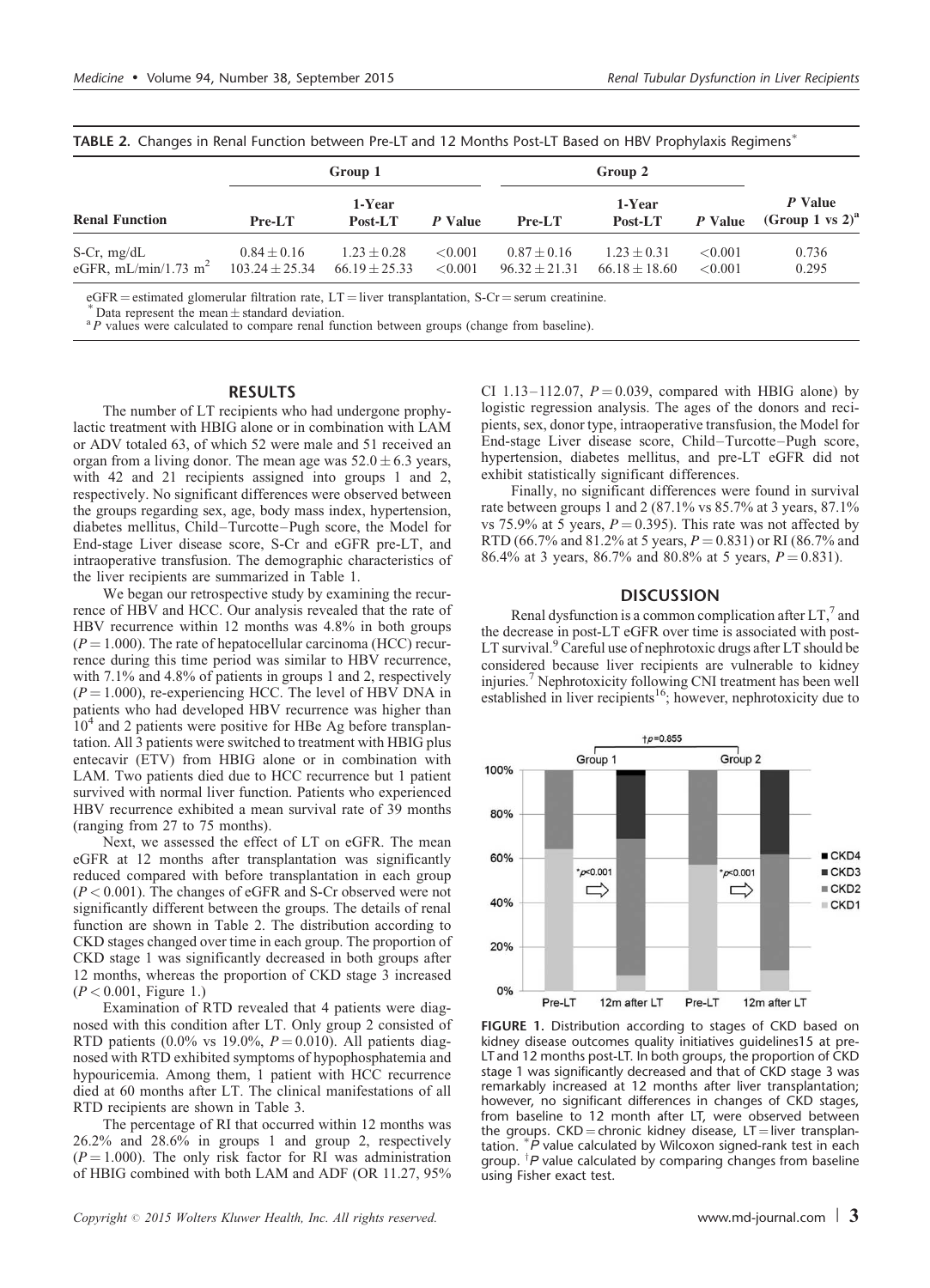**TABLE 2.** Changes in Renal Function between Pre-LT and 12 Months Post-LT Based on HBV Prophylaxis Regimens*

| | Group 1 | | | Group 2 | | | |
|---|---|---|---|---|---|---|---|
| Renal Function | Pre-LT | 1-Year Post-LT | P Value | Pre-LT | 1-Year Post-LT | P Value | P Value (Group 1 vs 2)[a] |
| S-Cr, mg/dL | 0.84 ± 0.16 | 1.23 ± 0.28 | <0.001 | 0.87 ± 0.16 | 1.23 ± 0.31 | <0.001 | 0.736 |
| eGFR, mL/min/1.73 $m^2$ | 103.24 ± 25.34 | 66.19 ± 25.33 | <0.001 | 96.32 ± 21.31 | 66.18 ± 18.60 | <0.001 | 0.295 |

eGFR = estimated glomerular filtration rate, LT = liver transplantation, S-Cr = serum creatinine.
\* Data represent the mean ± standard deviation.
[a] P values were calculated to compare renal function between groups (change from baseline).

## RESULTS

The number of LT recipients who had undergone prophylactic treatment with HBIG alone or in combination with LAM or ADV totaled 63, of which 52 were male and 51 received an organ from a living donor. The mean age was 52.0 ± 6.3 years, with 42 and 21 recipients assigned into groups 1 and 2, respectively. No significant differences were observed between the groups regarding sex, age, body mass index, hypertension, diabetes mellitus, Child–Turcotte–Pugh score, the Model for End-stage Liver disease score, S-Cr and eGFR pre-LT, and intraoperative transfusion. The demographic characteristics of the liver recipients are summarized in Table 1.

We began our retrospective study by examining the recurrence of HBV and HCC. Our analysis revealed that the rate of HBV recurrence within 12 months was 4.8% in both groups ($P = 1.000$). The rate of hepatocellular carcinoma (HCC) recurrence during this time period was similar to HBV recurrence, with 7.1% and 4.8% of patients in groups 1 and 2, respectively ($P = 1.000$), re-experiencing HCC. The level of HBV DNA in patients who had developed HBV recurrence was higher than $10^4$ and 2 patients were positive for HBe Ag before transplantation. All 3 patients were switched to treatment with HBIG plus entecavir (ETV) from HBIG alone or in combination with LAM. Two patients died due to HCC recurrence but 1 patient survived with normal liver function. Patients who experienced HBV recurrence exhibited a mean survival rate of 39 months (ranging from 27 to 75 months).

Next, we assessed the effect of LT on eGFR. The mean eGFR at 12 months after transplantation was significantly reduced compared with before transplantation in each group ($P < 0.001$). The changes of eGFR and S-Cr observed were not significantly different between the groups. The details of renal function are shown in Table 2. The distribution according to CKD stages changed over time in each group. The proportion of CKD stage 1 was significantly decreased in both groups after 12 months, whereas the proportion of CKD stage 3 increased ($P < 0.001$, Figure 1.)

Examination of RTD revealed that 4 patients were diagnosed with this condition after LT. Only group 2 consisted of RTD patients (0.0% vs 19.0%, $P = 0.010$). All patients diagnosed with RTD exhibited symptoms of hypophosphatemia and hypouricemia. Among them, 1 patient with HCC recurrence died at 60 months after LT. The clinical manifestations of all RTD recipients are shown in Table 3.

The percentage of RI that occurred within 12 months was 26.2% and 28.6% in groups 1 and group 2, respectively ($P = 1.000$). The only risk factor for RI was administration of HBIG combined with both LAM and ADF (OR 11.27, 95% CI 1.13–112.07, $P = 0.039$, compared with HBIG alone) by logistic regression analysis. The ages of the donors and recipients, sex, donor type, intraoperative transfusion, the Model for End-stage Liver disease score, Child–Turcotte–Pugh score, hypertension, diabetes mellitus, and pre-LT eGFR did not exhibit statistically significant differences.

Finally, no significant differences were found in survival rate between groups 1 and 2 (87.1% vs 85.7% at 3 years, 87.1% vs 75.9% at 5 years, $P = 0.395$). This rate was not affected by RTD (66.7% and 81.2% at 5 years, $P = 0.831$) or RI (86.7% and 86.4% at 3 years, 86.7% and 80.8% at 5 years, $P = 0.831$).

## DISCUSSION

Renal dysfunction is a common complication after LT,[7] and the decrease in post-LT eGFR over time is associated with post-LT survival.[9] Careful use of nephrotoxic drugs after LT should be considered because liver recipients are vulnerable to kidney injuries.[7] Nephrotoxicity following CNI treatment has been well established in liver recipients[16]; however, nephrotoxicity due to

**FIGURE 1.** Distribution according to stages of CKD based on kidney disease outcomes quality initiatives guidelines15 at pre-LT and 12 months post-LT. In both groups, the proportion of CKD stage 1 was significantly decreased and that of CKD stage 3 was remarkably increased at 12 months after liver transplantation; however, no significant differences in changes of CKD stages, from baseline to 12 month after LT, were observed between the groups. CKD = chronic kidney disease, LT = liver transplantation. *P value calculated by Wilcoxon signed-rank test in each group. †P value calculated by comparing changes from baseline using Fisher exact test.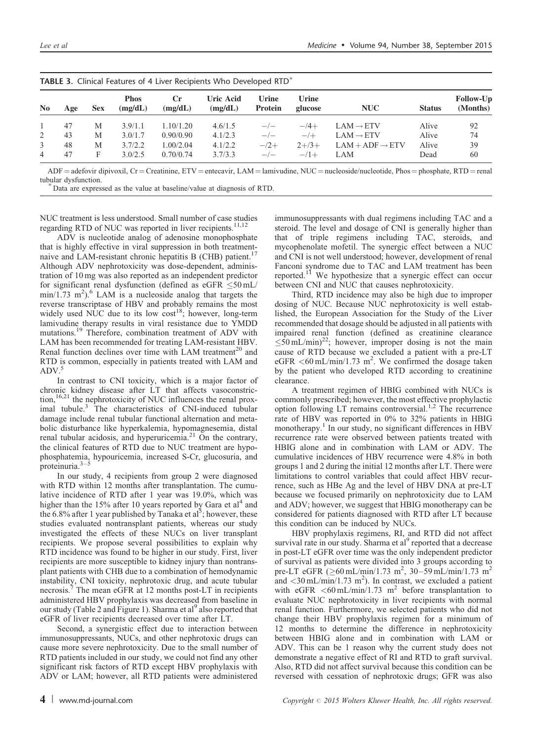**TABLE 3.** Clinical Features of 4 Liver Recipients Who Developed RTD*

| No | Age | Sex | Phos (mg/dL) | Cr (mg/dL) | Uric Acid (mg/dL) | Urine Protein | Urine glucose | NUC | Status | Follow-Up (Months) |
|---|---|---|---|---|---|---|---|---|---|---|
| 1 | 47 | M | 3.9/1.1 | 1.10/1.20 | 4.6/1.5 | −/− | −/4+ | LAM → ETV | Alive | 92 |
| 2 | 43 | M | 3.0/1.7 | 0.90/0.90 | 4.1/2.3 | −/− | −/+ | LAM → ETV | Alive | 74 |
| 3 | 48 | M | 3.7/2.2 | 1.00/2.04 | 4.1/2.2 | −/2+ | 2+/3+ | LAM + ADF → ETV | Alive | 39 |
| 4 | 47 | F | 3.0/2.5 | 0.70/0.74 | 3.7/3.3 | −/− | −/1+ | LAM | Dead | 60 |

ADF = adefovir dipivoxil, Cr = Creatinine, ETV = entecavir, LAM = lamivudine, NUC = nucleoside/nucleotide, Phos = phosphate, RTD = renal tubular dysfunction.
*Data are expressed as the value at baseline/value at diagnosis of RTD.

NUC treatment is less understood. Small number of case studies regarding RTD of NUC was reported in liver recipients.[11,12]

ADV is nucleotide analog of adenosine monophosphate that is highly effective in viral suppression in both treatment-naive and LAM-resistant chronic hepatitis B (CHB) patient.[17] Although ADV nephrotoxicity was dose-dependent, administration of 10 mg was also reported as an independent predictor for significant renal dysfunction (defined as eGFR ≤50 mL/min/1.73 m$^2$).[6] LAM is a nucleoside analog that targets the reverse transcriptase of HBV and probably remains the most widely used NUC due to its low cost[18]; however, long-term lamivudine therapy results in viral resistance due to YMDD mutations.[19] Therefore, combination treatment of ADV with LAM has been recommended for treating LAM-resistant HBV. Renal function declines over time with LAM treatment[20] and RTD is common, especially in patients treated with LAM and ADV.[5]

In contrast to CNI toxicity, which is a major factor of chronic kidney disease after LT that affects vasoconstriction,[16,21] the nephrotoxicity of NUC influences the renal proximal tubule.[3] The characteristics of CNI-induced tubular damage include renal tubular functional alternation and metabolic disturbance like hyperkalemia, hypomagnesemia, distal renal tubular acidosis, and hyperuricemia.[21] On the contrary, the clinical features of RTD due to NUC treatment are hypophosphatemia, hypouricemia, increased S-Cr, glucosuria, and proteinuria.[3–5]

In our study, 4 recipients from group 2 were diagnosed with RTD within 12 months after transplantation. The cumulative incidence of RTD after 1 year was 19.0%, which was higher than the 15% after 10 years reported by Gara et al[4] and the 6.8% after 1 year published by Tanaka et al[5]; however, these studies evaluated nontransplant patients, whereas our study investigated the effects of these NUCs on liver transplant recipients. We propose several possibilities to explain why RTD incidence was found to be higher in our study. First, liver recipients are more susceptible to kidney injury than nontransplant patients with CHB due to a combination of hemodynamic instability, CNI toxicity, nephrotoxic drug, and acute tubular necrosis.[7] The mean eGFR at 12 months post-LT in recipients administered HBV prophylaxis was decreased from baseline in our study (Table 2 and Figure 1). Sharma et al[9] also reported that eGFR of liver recipients decreased over time after LT.

Second, a synergistic effect due to interaction between immunosuppressants, NUCs, and other nephrotoxic drugs can cause more severe nephrotoxicity. Due to the small number of RTD patients included in our study, we could not find any other significant risk factors of RTD except HBV prophylaxis with ADV or LAM; however, all RTD patients were administered immunosuppressants with dual regimens including TAC and a steroid. The level and dosage of CNI is generally higher than that of triple regimens including TAC, steroids, and mycophenolate mofetil. The synergic effect between a NUC and CNI is not well understood; however, development of renal Fanconi syndrome due to TAC and LAM treatment has been reported.[11] We hypothesize that a synergic effect can occur between CNI and NUC that causes nephrotoxicity.

Third, RTD incidence may also be high due to improper dosing of NUC. Because NUC nephrotoxicity is well established, the European Association for the Study of the Liver recommended that dosage should be adjusted in all patients with impaired renal function (defined as creatinine clearance ≤50 mL/min)[22]; however, improper dosing is not the main cause of RTD because we excluded a patient with a pre-LT eGFR <60 mL/min/1.73 m$^2$. We confirmed the dosage taken by the patient who developed RTD according to creatinine clearance.

A treatment regimen of HBIG combined with NUCs is commonly prescribed; however, the most effective prophylactic option following LT remains controversial.[1,2] The recurrence rate of HBV was reported in 0% to 32% patients in HBIG monotherapy.[1] In our study, no significant differences in HBV recurrence rate were observed between patients treated with HBIG alone and in combination with LAM or ADV. The cumulative incidences of HBV recurrence were 4.8% in both groups 1 and 2 during the initial 12 months after LT. There were limitations to control variables that could affect HBV recurrence, such as HBe Ag and the level of HBV DNA at pre-LT because we focused primarily on nephrotoxicity due to LAM and ADV; however, we suggest that HBIG monotherapy can be considered for patients diagnosed with RTD after LT because this condition can be induced by NUCs.

HBV prophylaxis regimens, RI, and RTD did not affect survival rate in our study. Sharma et al[9] reported that a decrease in post-LT eGFR over time was the only independent predictor of survival as patients were divided into 3 groups according to pre-LT eGFR (≥60 mL/min/1.73 m$^2$, 30–59 mL/min/1.73 m$^2$ and <30 mL/min/1.73 m$^2$). In contrast, we excluded a patient with eGFR <60 mL/min/1.73 m$^2$ before transplantation to evaluate NUC nephrotoxicity in liver recipients with normal renal function. Furthermore, we selected patients who did not change their HBV prophylaxis regimen for a minimum of 12 months to determine the difference in nephrotoxicity between HBIG alone and in combination with LAM or ADV. This can be 1 reason why the current study does not demonstrate a negative effect of RI and RTD to graft survival. Also, RTD did not affect survival because this condition can be reversed with cessation of nephrotoxic drugs; GFR was also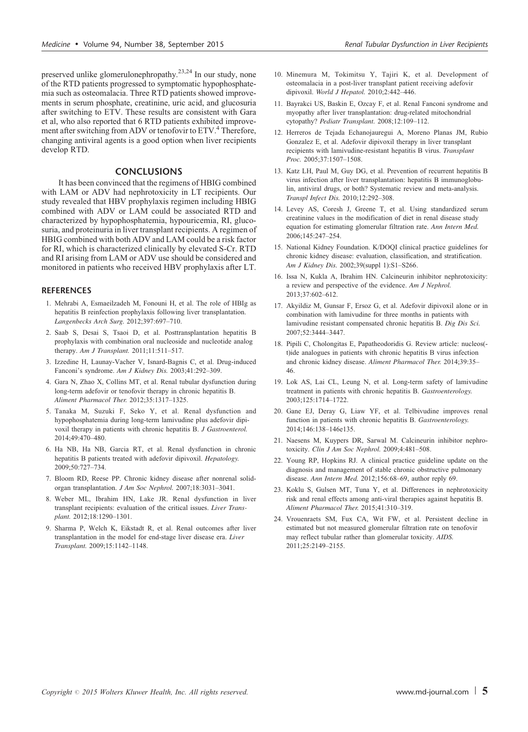preserved unlike glomerulonephropathy.[23,24] In our study, none of the RTD patients progressed to symptomatic hypophosphatemia such as osteomalacia. Three RTD patients showed improvements in serum phosphate, creatinine, uric acid, and glucosuria after switching to ETV. These results are consistent with Gara et al, who also reported that 6 RTD patients exhibited improvement after switching from ADV or tenofovir to ETV.[4] Therefore, changing antiviral agents is a good option when liver recipients develop RTD.

## CONCLUSIONS

It has been convinced that the regimens of HBIG combined with LAM or ADV had nephrotoxicity in LT recipients. Our study revealed that HBV prophylaxis regimen including HBIG combined with ADV or LAM could be associated RTD and characterized by hypophosphatemia, hypouricemia, RI, glucosuria, and proteinuria in liver transplant recipients. A regimen of HBIG combined with both ADV and LAM could be a risk factor for RI, which is characterized clinically by elevated S-Cr. RTD and RI arising from LAM or ADV use should be considered and monitored in patients who received HBV prophylaxis after LT.

## REFERENCES

1. Mehrabi A, Esmaeilzadeh M, Fonouni H, et al. The role of HBIg as hepatitis B reinfection prophylaxis following liver transplantation. *Langenbecks Arch Surg.* 2012;397:697–710.
2. Saab S, Desai S, Tsaoi D, et al. Posttransplantation hepatitis B prophylaxis with combination oral nucleoside and nucleotide analog therapy. *Am J Transplant.* 2011;11:511–517.
3. Izzedine H, Launay-Vacher V, Isnard-Bagnis C, et al. Drug-induced Fanconi's syndrome. *Am J Kidney Dis.* 2003;41:292–309.
4. Gara N, Zhao X, Collins MT, et al. Renal tubular dysfunction during long-term adefovir or tenofovir therapy in chronic hepatitis B. *Aliment Pharmacol Ther.* 2012;35:1317–1325.
5. Tanaka M, Suzuki F, Seko Y, et al. Renal dysfunction and hypophosphatemia during long-term lamivudine plus adefovir dipivoxil therapy in patients with chronic hepatitis B. *J Gastroenterol.* 2014;49:470–480.
6. Ha NB, Ha NB, Garcia RT, et al. Renal dysfunction in chronic hepatitis B patients treated with adefovir dipivoxil. *Hepatology.* 2009;50:727–734.
7. Bloom RD, Reese PP. Chronic kidney disease after nonrenal solid-organ transplantation. *J Am Soc Nephrol.* 2007;18:3031–3041.
8. Weber ML, Ibrahim HN, Lake JR. Renal dysfunction in liver transplant recipients: evaluation of the critical issues. *Liver Transplant.* 2012;18:1290–1301.
9. Sharma P, Welch K, Eikstadt R, et al. Renal outcomes after liver transplantation in the model for end-stage liver disease era. *Liver Transplant.* 2009;15:1142–1148.
10. Minemura M, Tokimitsu Y, Tajiri K, et al. Development of osteomalacia in a post-liver transplant patient receiving adefovir dipivoxil. *World J Hepatol.* 2010;2:442–446.
11. Bayrakci US, Baskin E, Ozcay F, et al. Renal Fanconi syndrome and myopathy after liver transplantation: drug-related mitochondrial cytopathy? *Pediatr Transplant.* 2008;12:109–112.
12. Herreros de Tejada Echanojauregui A, Moreno Planas JM, Rubio Gonzalez E, et al. Adefovir dipivoxil therapy in liver transplant recipients with lamivudine-resistant hepatitis B virus. *Transplant Proc.* 2005;37:1507–1508.
13. Katz LH, Paul M, Guy DG, et al. Prevention of recurrent hepatitis B virus infection after liver transplantation: hepatitis B immunoglobulin, antiviral drugs, or both? Systematic review and meta-analysis. *Transpl Infect Dis.* 2010;12:292–308.
14. Levey AS, Coresh J, Greene T, et al. Using standardized serum creatinine values in the modification of diet in renal disease study equation for estimating glomerular filtration rate. *Ann Intern Med.* 2006;145:247–254.
15. National Kidney Foundation. K/DOQI clinical practice guidelines for chronic kidney disease: evaluation, classification, and stratification. *Am J Kidney Dis.* 2002;39(suppl 1):S1–S266.
16. Issa N, Kukla A, Ibrahim HN. Calcineurin inhibitor nephrotoxicity: a review and perspective of the evidence. *Am J Nephrol.* 2013;37:602–612.
17. Akyildiz M, Gunsar F, Ersoz G, et al. Adefovir dipivoxil alone or in combination with lamivudine for three months in patients with lamivudine resistant compensated chronic hepatitis B. *Dig Dis Sci.* 2007;52:3444–3447.
18. Pipili C, Cholongitas E, Papatheodoridis G. Review article: nucleos(-t)ide analogues in patients with chronic hepatitis B virus infection and chronic kidney disease. *Aliment Pharmacol Ther.* 2014;39:35–46.
19. Lok AS, Lai CL, Leung N, et al. Long-term safety of lamivudine treatment in patients with chronic hepatitis B. *Gastroenterology.* 2003;125:1714–1722.
20. Gane EJ, Deray G, Liaw YF, et al. Telbivudine improves renal function in patients with chronic hepatitis B. *Gastroenterology.* 2014;146:138–146e135.
21. Naesens M, Kuypers DR, Sarwal M. Calcineurin inhibitor nephrotoxicity. *Clin J Am Soc Nephrol.* 2009;4:481–508.
22. Young RP, Hopkins RJ. A clinical practice guideline update on the diagnosis and management of stable chronic obstructive pulmonary disease. *Ann Intern Med.* 2012;156:68–69, author reply 69.
23. Koklu S, Gulsen MT, Tuna Y, et al. Differences in nephrotoxicity risk and renal effects among anti-viral therapies against hepatitis B. *Aliment Pharmacol Ther.* 2015;41:310–319.
24. Vrouenraets SM, Fux CA, Wit FW, et al. Persistent decline in estimated but not measured glomerular filtration rate on tenofovir may reflect tubular rather than glomerular toxicity. *AIDS.* 2011;25:2149–2155.